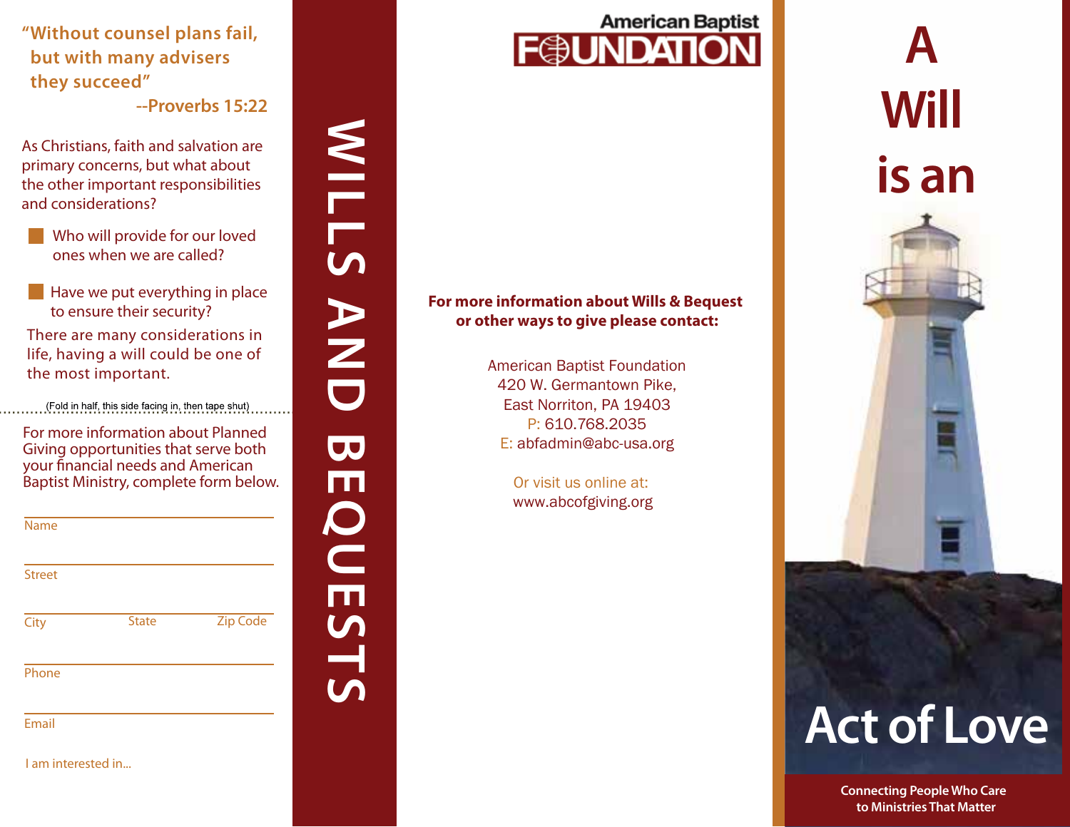"Without counsel plans fail, but with many advisers they succeed"
--Proverbs 15:22

As Christians, faith and salvation are primary concerns, but what about the other important responsibilities and considerations?

- Who will provide for our loved ones when we are called?
- Have we put everything in place to ensure their security?

There are many considerations in life, having a will could be one of the most important.

(Fold in half, this side facing in, then tape shut)

For more information about Planned Giving opportunities that serve both your financial needs and American Baptist Ministry, complete form below.

Name

Street

City State Zip Code

Phone

Email

I am interested in...

# WILLS AND BEQUESTS

American Baptist FOUNDATION

**For more information about Wills & Bequest or other ways to give please contact:**

American Baptist Foundation
420 W. Germantown Pike,
East Norriton, PA 19403
P: 610.768.2035
E: abfadmin@abc-usa.org

Or visit us online at:
www.abcofgiving.org

# A Will is an Act of Love

**Connecting People Who Care to Ministries That Matter**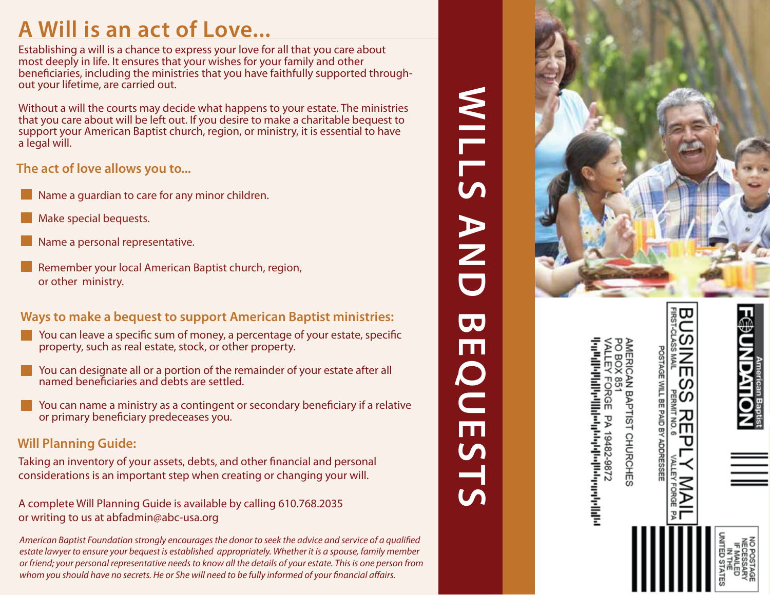# A Will is an act of Love...

Establishing a will is a chance to express your love for all that you care about most deeply in life. It ensures that your wishes for your family and other beneficiaries, including the ministries that you have faithfully supported throughout your lifetime, are carried out.

Without a will the courts may decide what happens to your estate. The ministries that you care about will be left out. If you desire to make a charitable bequest to support your American Baptist church, region, or ministry, it is essential to have a legal will.

## The act of love allows you to...

- Name a guardian to care for any minor children.
- Make special bequests.
- Name a personal representative.
- Remember your local American Baptist church, region, or other ministry.

## Ways to make a bequest to support American Baptist ministries:

- You can leave a specific sum of money, a percentage of your estate, specific property, such as real estate, stock, or other property.
- You can designate all or a portion of the remainder of your estate after all named beneficiaries and debts are settled.
- You can name a ministry as a contingent or secondary beneficiary if a relative or primary beneficiary predeceases you.

## Will Planning Guide:

Taking an inventory of your assets, debts, and other financial and personal considerations is an important step when creating or changing your will.

A complete Will Planning Guide is available by calling 610.768.2035 or writing to us at abfadmin@abc-usa.org

*American Baptist Foundation strongly encourages the donor to seek the advice and service of a qualified estate lawyer to ensure your bequest is established appropriately. Whether it is a spouse, family member or friend; your personal representative needs to know all the details of your estate. This is one person from whom you should have no secrets. He or She will need to be fully informed of your financial affairs.*

# WILLS AND BEQUESTS

American Baptist FOUNDATION

NO POSTAGE NECESSARY IF MAILED IN THE UNITED STATES

BUSINESS REPLY MAIL
FIRST-CLASS MAIL PERMIT NO. 6 VALLEY FORGE PA

POSTAGE WILL BE PAID BY ADDRESSEE

AMERICAN BAPTIST CHURCHES
PO BOX 851
VALLEY FORGE PA 19482-9872